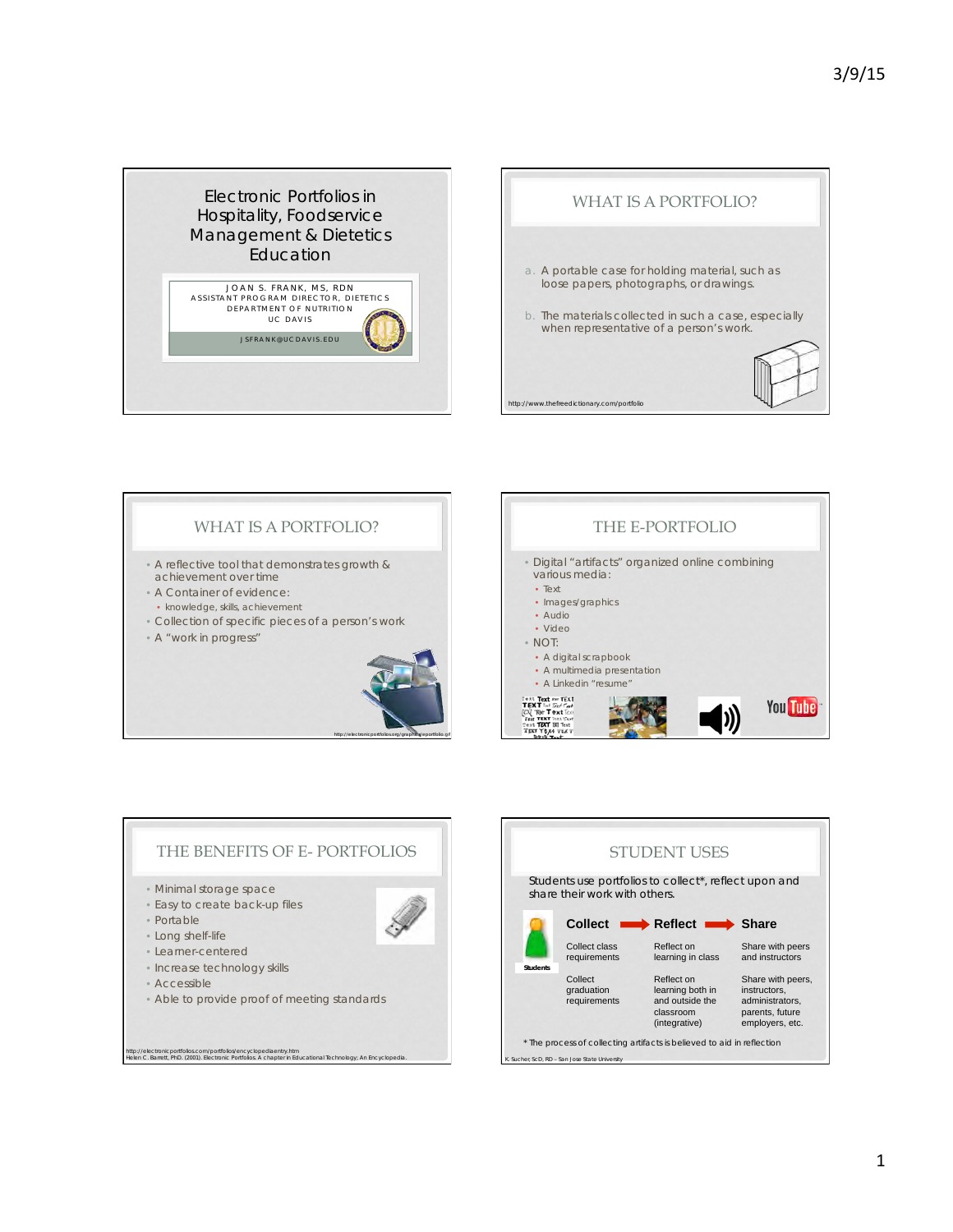# Electronic Portfolios in Hospitality, Foodservice Management & Dietetics Education

JOAN S. FRANK, MS, RDN
ASSISTANT PROGRAM DIRECTOR, DIETETICS
DEPARTMENT OF NUTRITION
UC DAVIS

JSFRANK@UCDAVIS.EDU

## WHAT IS A PORTFOLIO?

a. A portable case for holding material, such as loose papers, photographs, or drawings.

b. The materials collected in such a case, especially when representative of a person's work.

http://www.thefreedictionary.com/portfolio

## WHAT IS A PORTFOLIO?

- A reflective tool that demonstrates growth & achievement over time
- A Container of evidence:
  - knowledge, skills, achievement
- Collection of specific pieces of a person's work
- A "work in progress"

http://electronicportfolios.org/graphics/eportfolio.gif

## THE E-PORTFOLIO

- Digital "artifacts" organized online combining various media:
  - Text
  - Images/graphics
  - Audio
  - Video
- NOT:
  - A digital scrapbook
  - A multimedia presentation
  - A LinkedIn "resume"

## THE BENEFITS OF E- PORTFOLIOS

- Minimal storage space
- Easy to create back-up files
- Portable
- Long shelf-life
- Learner-centered
- Increase technology skills
- Accessible
- Able to provide proof of meeting standards

http://electronicportfolios.com/portfolios/encyclopediaentry.htm
Helen C. Barrett, PhD. (2001). Electronic Portfolios. A chapter in Educational Technology; An Encyclopedia.

## STUDENT USES

Students use portfolios to collect*, reflect upon and share their work with others.

| Students | Collect | Reflect | Share |
|---|---|---|---|
| | Collect class requirements | Reflect on learning in class | Share with peers and instructors |
| | Collect graduation requirements | Reflect on learning both in and outside the classroom (integrative) | Share with peers, instructors, administrators, parents, future employers, etc. |

* The process of collecting artifacts is believed to aid in reflection

K. Sucher, ScD, RD – San Jose State University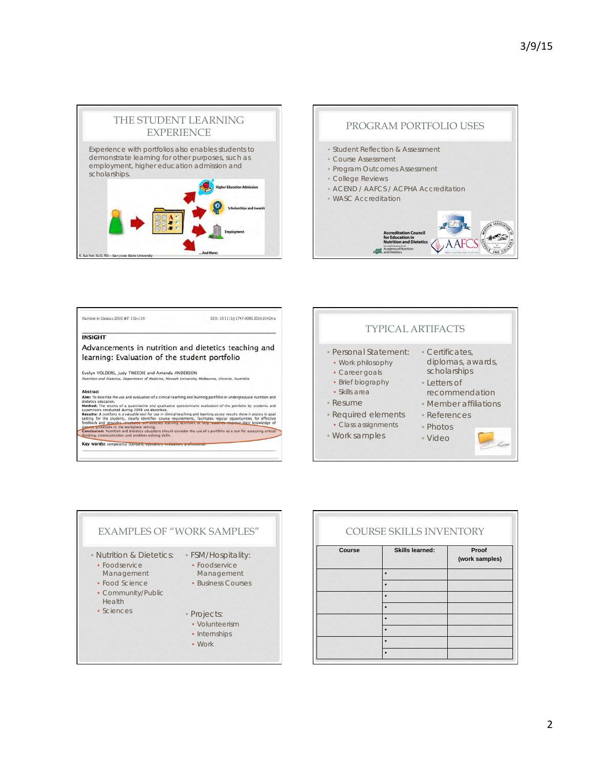## THE STUDENT LEARNING EXPERIENCE

Experience with portfolios also enables students to demonstrate learning for other purposes, such as employment, higher education admission and scholarships.

Higher Education Admission

Scholarships and Awards

Employment

...And More!

K. Sucher, ScD, RD – San Jose State University

## PROGRAM PORTFOLIO USES

- Student Reflection & Assessment
- Course Assessment
- Program Outcomes Assessment
- College Reviews
- ACEND / AAFCS / ACPHA Accreditation
- WASC Accreditation

Accreditation Council for Education in Nutrition and Dietetics

Nutrition & Dietetics 2010; 67: 112–116 DOI: 10.1111/j.1747-0080.2010.01429.x

**INSIGHT**

### Advancements in nutrition and dietetics teaching and learning: Evaluation of the student portfolio

Evelyn VOLDERS, Judy TWEEDIE and Amanda ANDERSON

*Nutrition and Dietetics, Department of Medicine, Monash University, Melbourne, Victoria, Australia*

**Abstract**

**Aim:** To describe the use and evaluation of a clinical teaching and learning portfolio in undergraduate nutrition and dietetics education.

**Method:** The results of a quantitative and qualitative questionnaire evaluation of the portfolio by students and supervisors conducted during 2008 are described.

**Results:** A portfolio is a valuable tool for use in clinical teaching and learning as our results show it assists in goal setting for the students, clearly identifies course requirements, facilitates regular opportunities for effective feedback and provides structured self-directed learning activities to help students improve their knowledge of dietetic processes in the workplace setting.

**Conclusion:** Nutrition and dietetics educators should consider the use of a portfolio as a tool for assessing critical thinking, communication and problem-solving skills.

**Key words:** competency standard, education, evaluation, professional.

## TYPICAL ARTIFACTS

- Personal Statement:
  - Work philosophy
  - Career goals
  - Brief biography
  - Skills area
- Resume
- Required elements
  - Class assignments
- Work samples
- Certificates, diplomas, awards, scholarships
- Letters of recommendation
- Member affiliations
- References
- Photos
- Video

## EXAMPLES OF "WORK SAMPLES"

- Nutrition & Dietetics:
  - Foodservice Management
  - Food Science
  - Community/Public Health
  - Sciences
- FSM/Hospitality:
  - Foodservice Management
  - Business Courses
- Projects:
  - Volunteerism
  - Internships
  - Work

## COURSE SKILLS INVENTORY

| Course | Skills learned: | Proof (work samples) |
|---|---|---|
| | • | |
| | • | |
| | • | |
| | • | |
| | • | |
| | • | |
| | • | |
| | • | |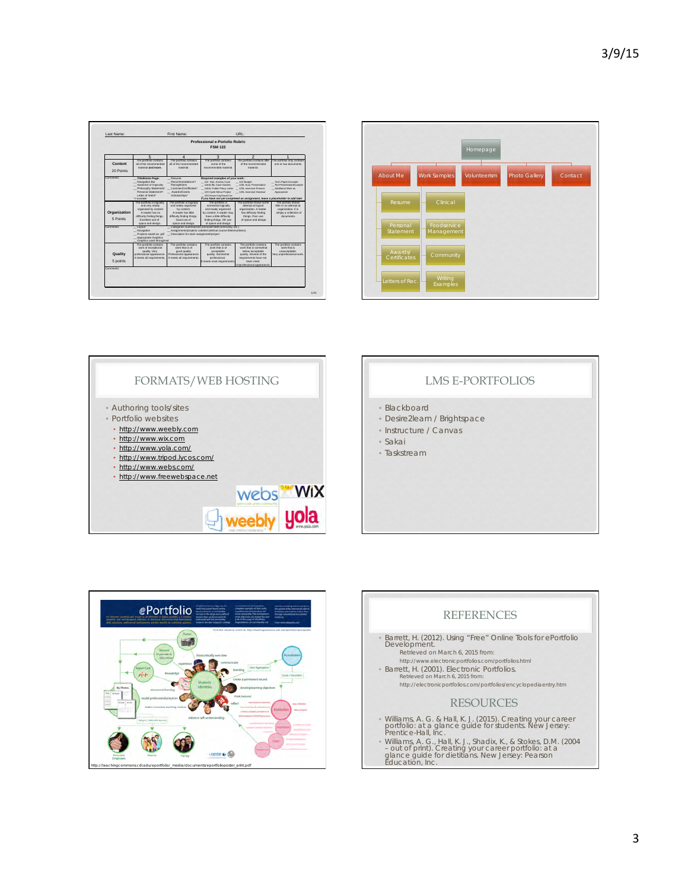**Professional e-Portfolio Rubric**
**FSM 122**

Last Name: First Name: URL:

| | 5 | 4 | 3 | 2 | 1 |
|---|---|---|---|---|---|
| **Content** 20 Points | The portfolio contains all of the recommended material and more. | The portfolio contains all of the recommended material. | The portfolio contains some of the recommended material. | The portfolio contains little of the recommended material. | The portfolio only contains one or two documents. |
| **Organization** 5 Points | The portfolio is logically and very neatly organized by content. A reader has no difficulty finding things. Excellent use of space and design. | The portfolio is logically and neatly organized by content. A reader has little difficulty finding things. Good use of space and design. | The portfolio is somewhat logically and neatly organized by content. A reader may have a little difficulty finding things. OK use of space and design. | The portfolio shows some attempt at logical organization. A reader has difficulty finding things. Poor use of space and design. | The portfolio shows little or no attempt at organization. It is simply a collection of documents. |
| **Quality** 5 points | The portfolio contains work of exceptional quality. Very professional appearance. It meets all requirements. | The portfolio contains work that is of good quality. Professional appearance. It meets all requirements. | The portfolio contains work that is of acceptable quality. Somewhat professional. It meets most requirements. | The portfolio contains work that is somewhat below acceptable quality. Several of the requirements have not been met. Unprofessional appearance. | The portfolio contains work that is unacceptable. Very unprofessional work. |

Homepage
- About Me
  - Resume
  - Personal Statement
  - Awards/ Certificates
  - Letters of Rec.
- Work Samples
  - Clinical
  - Foodservice Management
  - Community
  - Writing Examples
- Volunteerism
- Photo Gallery
- Contact

## FORMATS/WEB HOSTING

- Authoring tools/sites
- Portfolio websites
  - http://www.weebly.com
  - http://www.wix.com
  - http://www.yola.com/
  - http://www.tripod.lycos.com/
  - http://www.webs.com/
  - http://www.freewebspace.net

## LMS E-PORTFOLIOS

- Blackboard
- Desire2learn / Brightspace
- Instructure / Canvas
- Sakai
- Taskstream

ePortfolio

http://teachingcommons.cdl.edu/eportfolio/_media/documents/eportfolioposter_print.pdf

## REFERENCES

- Barrett, H. (2012). Using "Free" Online Tools for ePortfolio Development. Retrieved on March 6, 2015 from: http://www.electronicportfolios.com/portfolios.html
- Barrett, H. (2001). Electronic Portfolios. Retrieved on March 6, 2015 from: http://electronicportfolios.com/portfolios/encyclopediaentry.htm

## RESOURCES

- Williams, A. G. & Hall, K. J. (2015). Creating your career portfolio: at a glance guide for students. New Jersey: Prentice-Hall, Inc.
- Williams, A. G., Hall, K. J., Shadix, K., & Stokes, D.M. (2004 – out of print). Creating your career portfolio: at a glance guide for dietitians. New Jersey: Pearson Education, Inc.